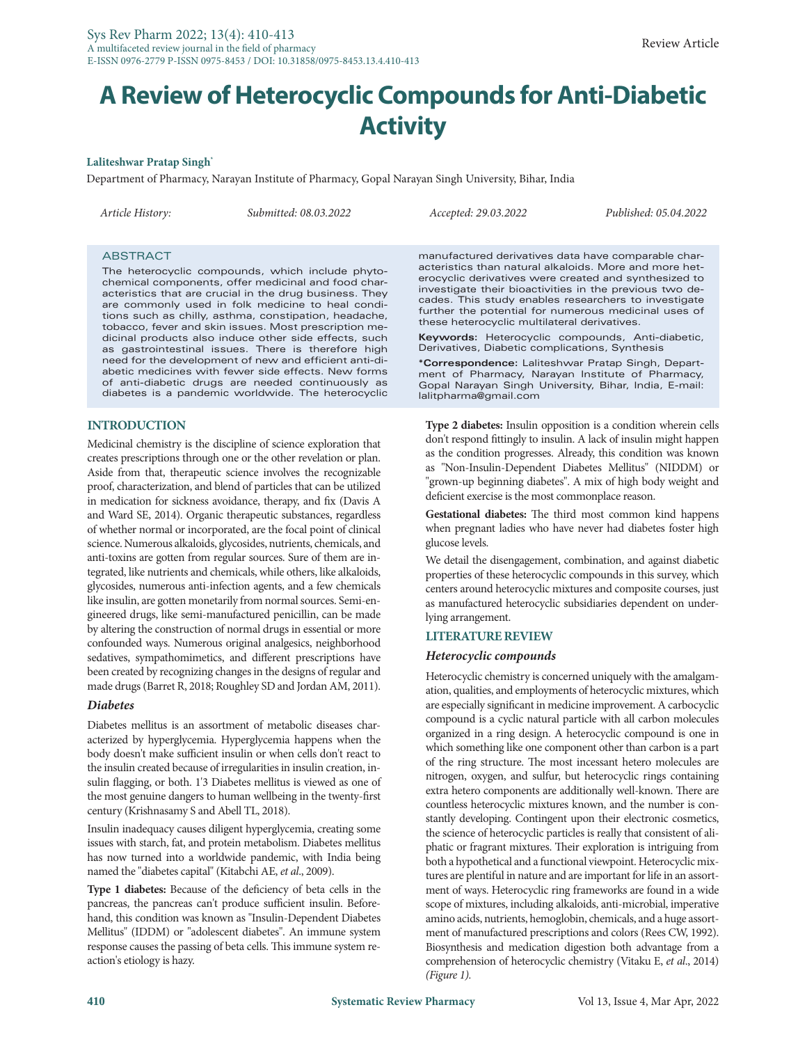Review Article

# A Review of Heterocyclic Compounds for Anti-Diabetic Activity

**Laliteshwar Pratap Singh***

Department of Pharmacy, Narayan Institute of Pharmacy, Gopal Narayan Singh University, Bihar, India

*Article History:* *Submitted: 08.03.2022* *Accepted: 29.03.2022* *Published: 05.04.2022*

## ABSTRACT

The heterocyclic compounds, which include phytochemical components, offer medicinal and food characteristics that are crucial in the drug business. They are commonly used in folk medicine to heal conditions such as chilly, asthma, constipation, headache, tobacco, fever and skin issues. Most prescription medicinal products also induce other side effects, such as gastrointestinal issues. There is therefore high need for the development of new and efficient anti-diabetic medicines with fewer side effects. New forms of anti-diabetic drugs are needed continuously as diabetes is a pandemic worldwide. The heterocyclic manufactured derivatives data have comparable characteristics than natural alkaloids. More and more heterocyclic derivatives were created and synthesized to investigate their bioactivities in the previous two decades. This study enables researchers to investigate further the potential for numerous medicinal uses of these heterocyclic multilateral derivatives.

**Keywords:** Heterocyclic compounds, Anti-diabetic, Derivatives, Diabetic complications, Synthesis

***Correspondence:** Laliteshwar Pratap Singh, Department of Pharmacy, Narayan Institute of Pharmacy, Gopal Narayan Singh University, Bihar, India, E-mail: lalitpharma@gmail.com

## INTRODUCTION

Medicinal chemistry is the discipline of science exploration that creates prescriptions through one or the other revelation or plan. Aside from that, therapeutic science involves the recognizable proof, characterization, and blend of particles that can be utilized in medication for sickness avoidance, therapy, and fix (Davis A and Ward SE, 2014). Organic therapeutic substances, regardless of whether normal or incorporated, are the focal point of clinical science. Numerous alkaloids, glycosides, nutrients, chemicals, and anti-toxins are gotten from regular sources. Sure of them are integrated, like nutrients and chemicals, while others, like alkaloids, glycosides, numerous anti-infection agents, and a few chemicals like insulin, are gotten monetarily from normal sources. Semi-engineered drugs, like semi-manufactured penicillin, can be made by altering the construction of normal drugs in essential or more confounded ways. Numerous original analgesics, neighborhood sedatives, sympathomimetics, and different prescriptions have been created by recognizing changes in the designs of regular and made drugs (Barret R, 2018; Roughley SD and Jordan AM, 2011).

### *Diabetes*

Diabetes mellitus is an assortment of metabolic diseases characterized by hyperglycemia. Hyperglycemia happens when the body doesn't make sufficient insulin or when cells don't react to the insulin created because of irregularities in insulin creation, insulin flagging, or both. 1'3 Diabetes mellitus is viewed as one of the most genuine dangers to human wellbeing in the twenty-first century (Krishnasamy S and Abell TL, 2018).

Insulin inadequacy causes diligent hyperglycemia, creating some issues with starch, fat, and protein metabolism. Diabetes mellitus has now turned into a worldwide pandemic, with India being named the "diabetes capital" (Kitabchi AE, *et al*., 2009).

**Type 1 diabetes:** Because of the deficiency of beta cells in the pancreas, the pancreas can't produce sufficient insulin. Beforehand, this condition was known as "Insulin-Dependent Diabetes Mellitus" (IDDM) or "adolescent diabetes". An immune system response causes the passing of beta cells. This immune system reaction's etiology is hazy.

**Type 2 diabetes:** Insulin opposition is a condition wherein cells don't respond fittingly to insulin. A lack of insulin might happen as the condition progresses. Already, this condition was known as "Non-Insulin-Dependent Diabetes Mellitus" (NIDDM) or "grown-up beginning diabetes". A mix of high body weight and deficient exercise is the most commonplace reason.

**Gestational diabetes:** The third most common kind happens when pregnant ladies who have never had diabetes foster high glucose levels.

We detail the disengagement, combination, and against diabetic properties of these heterocyclic compounds in this survey, which centers around heterocyclic mixtures and composite courses, just as manufactured heterocyclic subsidiaries dependent on underlying arrangement.

## LITERATURE REVIEW

### *Heterocyclic compounds*

Heterocyclic chemistry is concerned uniquely with the amalgamation, qualities, and employments of heterocyclic mixtures, which are especially significant in medicine improvement. A carbocyclic compound is a cyclic natural particle with all carbon molecules organized in a ring design. A heterocyclic compound is one in which something like one component other than carbon is a part of the ring structure. The most incessant hetero molecules are nitrogen, oxygen, and sulfur, but heterocyclic rings containing extra hetero components are additionally well-known. There are countless heterocyclic mixtures known, and the number is constantly developing. Contingent upon their electronic cosmetics, the science of heterocyclic particles is really that consistent of aliphatic or fragrant mixtures. Their exploration is intriguing from both a hypothetical and a functional viewpoint. Heterocyclic mixtures are plentiful in nature and are important for life in an assortment of ways. Heterocyclic ring frameworks are found in a wide scope of mixtures, including alkaloids, anti-microbial, imperative amino acids, nutrients, hemoglobin, chemicals, and a huge assortment of manufactured prescriptions and colors (Rees CW, 1992). Biosynthesis and medication digestion both advantage from a comprehension of heterocyclic chemistry (Vitaku E, *et al*., 2014) *(Figure 1)*.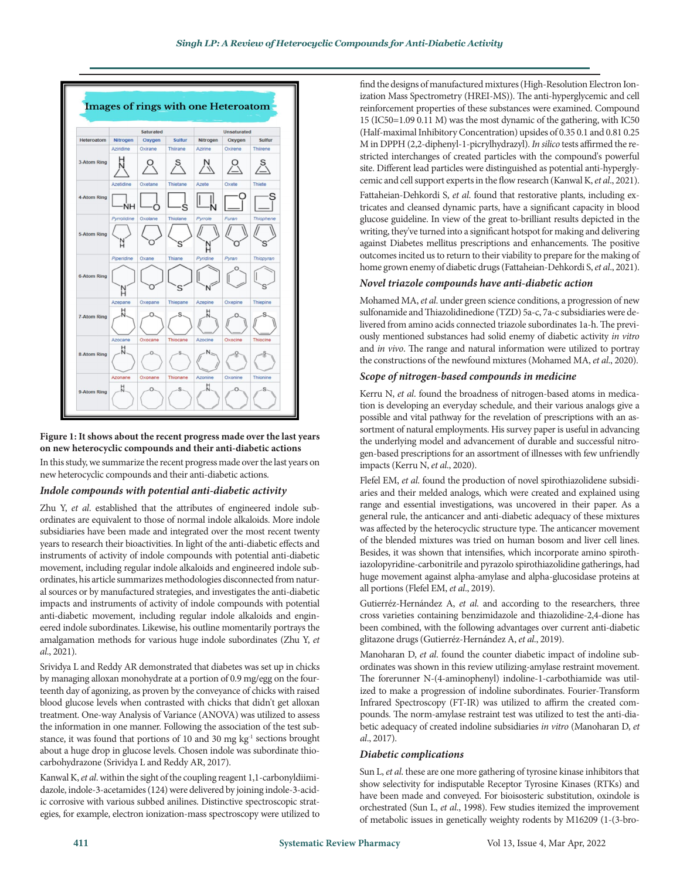**Figure 1: It shows about the recent progress made over the last years on new heterocyclic compounds and their anti-diabetic actions**

In this study, we summarize the recent progress made over the last years on new heterocyclic compounds and their anti-diabetic actions.

### *Indole compounds with potential anti-diabetic activity*

Zhu Y, *et al.* established that the attributes of engineered indole subordinates are equivalent to those of normal indole alkaloids. More indole subsidiaries have been made and integrated over the most recent twenty years to research their bioactivities. In light of the anti-diabetic effects and instruments of activity of indole compounds with potential anti-diabetic movement, including regular indole alkaloids and engineered indole subordinates, his article summarizes methodologies disconnected from natural sources or by manufactured strategies, and investigates the anti-diabetic impacts and instruments of activity of indole compounds with potential anti-diabetic movement, including regular indole alkaloids and engineered indole subordinates. Likewise, his outline momentarily portrays the amalgamation methods for various huge indole subordinates (Zhu Y, *et al.*, 2021).

Srividya L and Reddy AR demonstrated that diabetes was set up in chicks by managing alloxan monohydrate at a portion of 0.9 mg/egg on the fourteenth day of agonizing, as proven by the conveyance of chicks with raised blood glucose levels when contrasted with chicks that didn't get alloxan treatment. One-way Analysis of Variance (ANOVA) was utilized to assess the information in one manner. Following the association of the test substance, it was found that portions of 10 and 30 mg $kg^{-1}$ sections brought about a huge drop in glucose levels. Chosen indole was subordinate thiocarbohydrazone (Srividya L and Reddy AR, 2017).

Kanwal K, *et al.* within the sight of the coupling reagent 1,1-carbonyldiimidazole, indole-3-acetamides (124) were delivered by joining indole-3-acidic corrosive with various subbed anilines. Distinctive spectroscopic strategies, for example, electron ionization-mass spectroscopy were utilized to find the designs of manufactured mixtures (High-Resolution Electron Ionization Mass Spectrometry (HREI-MS)). The anti-hyperglycemic and cell reinforcement properties of these substances were examined. Compound 15 (IC50=1.09 0.11 M) was the most dynamic of the gathering, with IC50 (Half-maximal Inhibitory Concentration) upsides of 0.35 0.1 and 0.81 0.25 M in DPPH (2,2-diphenyl-1-picrylhydrazyl). *In silico* tests affirmed the restricted interchanges of created particles with the compound's powerful site. Different lead particles were distinguished as potential anti-hyperglycemic and cell support experts in the flow research (Kanwal K, *et al.*, 2021).

Fattaheian-Dehkordi S, *et al.* found that restorative plants, including extricates and cleansed dynamic parts, have a significant capacity in blood glucose guideline. In view of the great to-brilliant results depicted in the writing, they've turned into a significant hotspot for making and delivering against Diabetes mellitus prescriptions and enhancements. The positive outcomes incited us to return to their viability to prepare for the making of home grown enemy of diabetic drugs (Fattaheian-Dehkordi S, *et al.*, 2021).

### *Novel triazole compounds have anti-diabetic action*

Mohamed MA, *et al.* under green science conditions, a progression of new sulfonamide and Thiazolidinedione (TZD) 5a-c, 7a-c subsidiaries were delivered from amino acids connected triazole subordinates 1a-h. The previously mentioned substances had solid enemy of diabetic activity *in vitro* and *in vivo*. The range and natural information were utilized to portray the constructions of the newfound mixtures (Mohamed MA, *et al.*, 2020).

### *Scope of nitrogen-based compounds in medicine*

Kerru N, *et al.* found the broadness of nitrogen-based atoms in medication is developing an everyday schedule, and their various analogs give a possible and vital pathway for the revelation of prescriptions with an assortment of natural employments. His survey paper is useful in advancing the underlying model and advancement of durable and successful nitrogen-based prescriptions for an assortment of illnesses with few unfriendly impacts (Kerru N, *et al.*, 2020).

Flefel EM, *et al.* found the production of novel spirothiazolidene subsidiaries and their melded analogs, which were created and explained using range and essential investigations, was uncovered in their paper. As a general rule, the anticancer and anti-diabetic adequacy of these mixtures was affected by the heterocyclic structure type. The anticancer movement of the blended mixtures was tried on human bosom and liver cell lines. Besides, it was shown that intensifies, which incorporate amino spirothiazolopyridine-carbonitrile and pyrazolo spirothiazolidine gatherings, had huge movement against alpha-amylase and alpha-glucosidase proteins at all portions (Flefel EM, *et al.*, 2019).

Gutierréz-Hernández A, *et al.* and according to the researchers, three cross varieties containing benzimidazole and thiazolidine-2,4-dione has been combined, with the following advantages over current anti-diabetic glitazone drugs (Gutierréz-Hernández A, *et al.*, 2019).

Manoharan D, *et al.* found the counter diabetic impact of indoline subordinates was shown in this review utilizing-amylase restraint movement. The forerunner N-(4-aminophenyl) indoline-1-carbothiamide was utilized to make a progression of indoline subordinates. Fourier-Transform Infrared Spectroscopy (FT-IR) was utilized to affirm the created compounds. The norm-amylase restraint test was utilized to test the anti-diabetic adequacy of created indoline subsidiaries *in vitro* (Manoharan D, *et al.*, 2017).

### *Diabetic complications*

Sun L, *et al.* these are one more gathering of tyrosine kinase inhibitors that show selectivity for indisputable Receptor Tyrosine Kinases (RTKs) and have been made and conveyed. For bioisosteric substitution, oxindole is orchestrated (Sun L, *et al.*, 1998). Few studies itemized the improvement of metabolic issues in genetically weighty rodents by M16209 (1-(3-bro-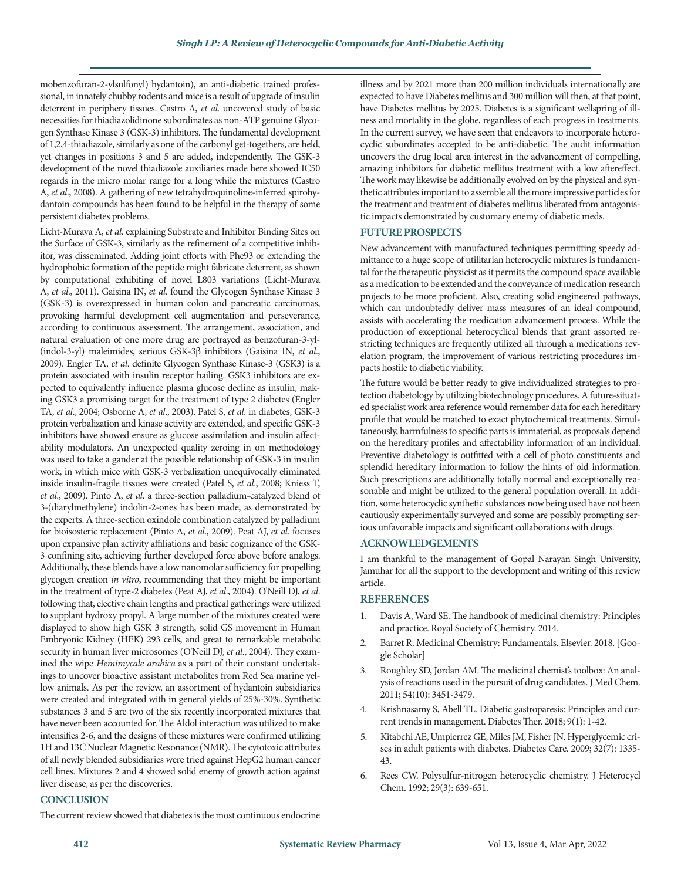mobenzofuran-2-ylsulfonyl) hydantoin), an anti-diabetic trained professional, in innately chubby rodents and mice is a result of upgrade of insulin deterrent in periphery tissues. Castro A, *et al.* uncovered study of basic necessities for thiadiazolidinone subordinates as non-ATP genuine Glycogen Synthase Kinase 3 (GSK-3) inhibitors. The fundamental development of 1,2,4-thiadiazole, similarly as one of the carbonyl get-togethers, are held, yet changes in positions 3 and 5 are added, independently. The GSK-3 development of the novel thiadiazole auxiliaries made here showed IC50 regards in the micro molar range for a long while the mixtures (Castro A, *et al.*, 2008). A gathering of new tetrahydroquinoline-inferred spirohydantoin compounds has been found to be helpful in the therapy of some persistent diabetes problems.

Licht-Murava A, *et al.* explaining Substrate and Inhibitor Binding Sites on the Surface of GSK-3, similarly as the refinement of a competitive inhibitor, was disseminated. Adding joint efforts with Phe93 or extending the hydrophobic formation of the peptide might fabricate deterrent, as shown by computational exhibiting of novel L803 variations (Licht-Murava A, *et al.*, 2011). Gaisina IN, *et al.* found the Glycogen Synthase Kinase 3 (GSK-3) is overexpressed in human colon and pancreatic carcinomas, provoking harmful development cell augmentation and perseverance, according to continuous assessment. The arrangement, association, and natural evaluation of one more drug are portrayed as benzofuran-3-yl-(indol-3-yl) maleimides, serious GSK-3β inhibitors (Gaisina IN, *et al.*, 2009). Engler TA, *et al.* definite Glycogen Synthase Kinase-3 (GSK3) is a protein associated with insulin receptor hailing. GSK3 inhibitors are expected to equivalently influence plasma glucose decline as insulin, making GSK3 a promising target for the treatment of type 2 diabetes (Engler TA, *et al.*, 2004; Osborne A, *et al.*, 2003). Patel S, *et al.* in diabetes, GSK-3 protein verbalization and kinase activity are extended, and specific GSK-3 inhibitors have showed ensure as glucose assimilation and insulin affectability modulators. An unexpected quality zeroing in on methodology was used to take a gander at the possible relationship of GSK-3 in insulin work, in which mice with GSK-3 verbalization unequivocally eliminated inside insulin-fragile tissues were created (Patel S, *et al.*, 2008; Kniess T, *et al.*, 2009). Pinto A, *et al.* a three-section palladium-catalyzed blend of 3-(diarylmethylene) indolin-2-ones has been made, as demonstrated by the experts. A three-section oxindole combination catalyzed by palladium for bioisosteric replacement (Pinto A, *et al.*, 2009). Peat AJ, *et al.* focuses upon expansive plan activity affiliations and basic cognizance of the GSK-3 confining site, achieving further developed force above before analogs. Additionally, these blends have a low nanomolar sufficiency for propelling glycogen creation *in vitro*, recommending that they might be important in the treatment of type-2 diabetes (Peat AJ, *et al.*, 2004). O'Neill DJ, *et al.* following that, elective chain lengths and practical gatherings were utilized to supplant hydroxy propyl. A large number of the mixtures created were displayed to show high GSK 3 strength, solid GS movement in Human Embryonic Kidney (HEK) 293 cells, and great to remarkable metabolic security in human liver microsomes (O'Neill DJ, *et al.*, 2004). They examined the wipe *Hemimycale arabica* as a part of their constant undertakings to uncover bioactive assistant metabolites from Red Sea marine yellow animals. As per the review, an assortment of hydantoin subsidiaries were created and integrated with in general yields of 25%-30%. Synthetic substances 3 and 5 are two of the six recently incorporated mixtures that have never been accounted for. The Aldol interaction was utilized to make intensifies 2-6, and the designs of these mixtures were confirmed utilizing 1H and 13C Nuclear Magnetic Resonance (NMR). The cytotoxic attributes of all newly blended subsidiaries were tried against HepG2 human cancer cell lines. Mixtures 2 and 4 showed solid enemy of growth action against liver disease, as per the discoveries.

## CONCLUSION

The current review showed that diabetes is the most continuous endocrine illness and by 2021 more than 200 million individuals internationally are expected to have Diabetes mellitus and 300 million will then, at that point, have Diabetes mellitus by 2025. Diabetes is a significant wellspring of illness and mortality in the globe, regardless of each progress in treatments. In the current survey, we have seen that endeavors to incorporate heterocyclic subordinates accepted to be anti-diabetic. The audit information uncovers the drug local area interest in the advancement of compelling, amazing inhibitors for diabetic mellitus treatment with a low aftereffect. The work may likewise be additionally evolved on by the physical and synthetic attributes important to assemble all the more impressive particles for the treatment and treatment of diabetes mellitus liberated from antagonistic impacts demonstrated by customary enemy of diabetic meds.

## FUTURE PROSPECTS

New advancement with manufactured techniques permitting speedy admittance to a huge scope of utilitarian heterocyclic mixtures is fundamental for the therapeutic physicist as it permits the compound space available as a medication to be extended and the conveyance of medication research projects to be more proficient. Also, creating solid engineered pathways, which can undoubtedly deliver mass measures of an ideal compound, assists with accelerating the medication advancement process. While the production of exceptional heterocyclical blends that grant assorted restricting techniques are frequently utilized all through a medications revelation program, the improvement of various restricting procedures impacts hostile to diabetic viability.

The future would be better ready to give individualized strategies to protection diabetology by utilizing biotechnology procedures. A future-situated specialist work area reference would remember data for each hereditary profile that would be matched to exact phytochemical treatments. Simultaneously, harmfulness to specific parts is immaterial, as proposals depend on the hereditary profiles and affectability information of an individual. Preventive diabetology is outfitted with a cell of photo constituents and splendid hereditary information to follow the hints of old information. Such prescriptions are additionally totally normal and exceptionally reasonable and might be utilized to the general population overall. In addition, some heterocyclic synthetic substances now being used have not been cautiously experimentally surveyed and some are possibly prompting serious unfavorable impacts and significant collaborations with drugs.

## ACKNOWLEDGEMENTS

I am thankful to the management of Gopal Narayan Singh University, Jamuhar for all the support to the development and writing of this review article.

## REFERENCES

1. Davis A, Ward SE. The handbook of medicinal chemistry: Principles and practice. Royal Society of Chemistry. 2014.
2. Barret R. Medicinal Chemistry: Fundamentals. Elsevier. 2018. [Google Scholar]
3. Roughley SD, Jordan AM. The medicinal chemist's toolbox: An analysis of reactions used in the pursuit of drug candidates. J Med Chem. 2011; 54(10): 3451-3479.
4. Krishnasamy S, Abell TL. Diabetic gastroparesis: Principles and current trends in management. Diabetes Ther. 2018; 9(1): 1-42.
5. Kitabchi AE, Umpierrez GE, Miles JM, Fisher JN. Hyperglycemic crises in adult patients with diabetes. Diabetes Care. 2009; 32(7): 1335-43.
6. Rees CW. Polysulfur-nitrogen heterocyclic chemistry. J Heterocycl Chem. 1992; 29(3): 639-651.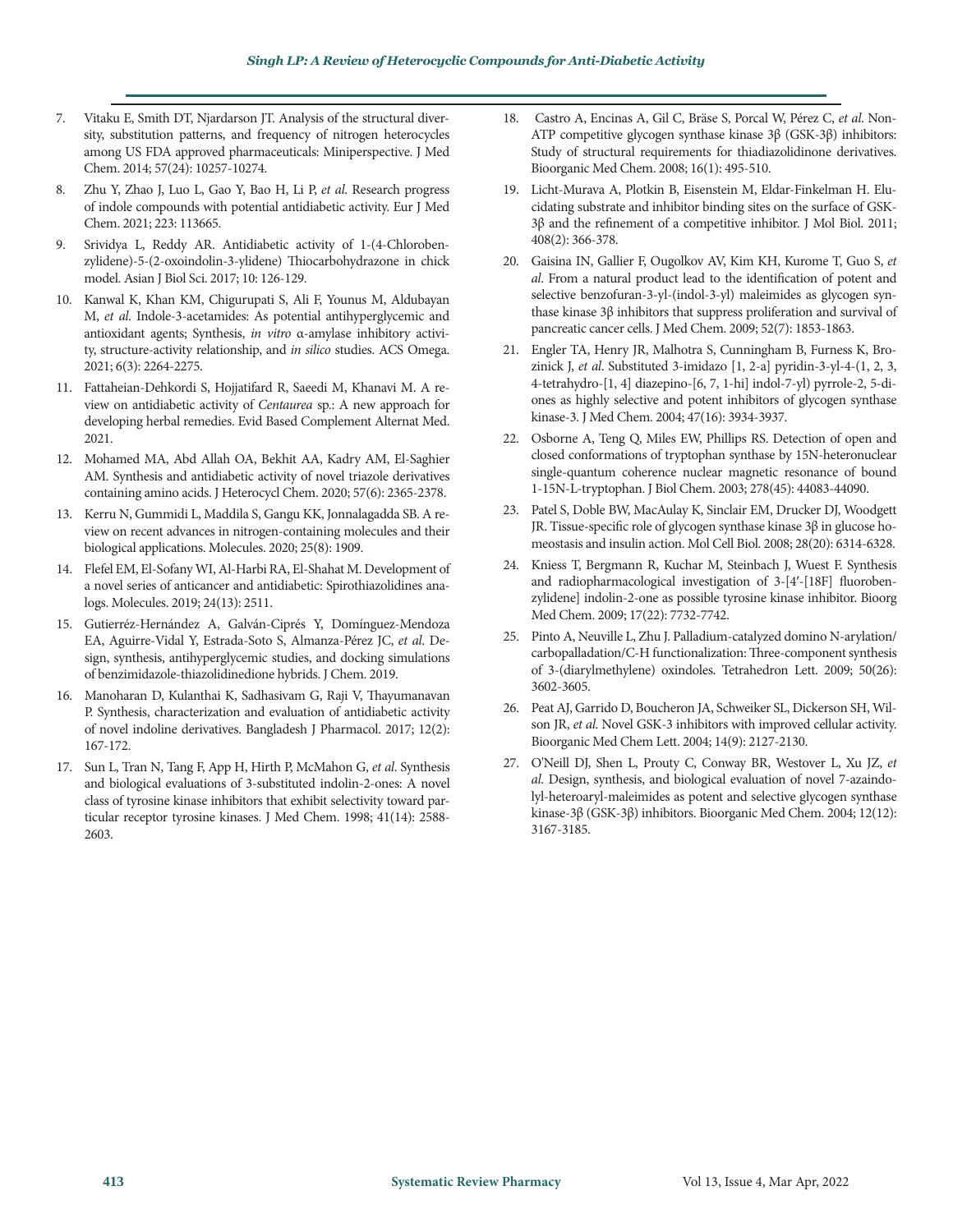7. Vitaku E, Smith DT, Njardarson JT. Analysis of the structural diversity, substitution patterns, and frequency of nitrogen heterocycles among US FDA approved pharmaceuticals: Miniperspective. J Med Chem. 2014; 57(24): 10257-10274.

8. Zhu Y, Zhao J, Luo L, Gao Y, Bao H, Li P, *et al*. Research progress of indole compounds with potential antidiabetic activity. Eur J Med Chem. 2021; 223: 113665.

9. Srividya L, Reddy AR. Antidiabetic activity of 1-(4-Chlorobenzylidene)-5-(2-oxoindolin-3-ylidene) Thiocarbohydrazone in chick model. Asian J Biol Sci. 2017; 10: 126-129.

10. Kanwal K, Khan KM, Chigurupati S, Ali F, Younus M, Aldubayan M, *et al*. Indole-3-acetamides: As potential antihyperglycemic and antioxidant agents; Synthesis, *in vitro* α-amylase inhibitory activity, structure-activity relationship, and *in silico* studies. ACS Omega. 2021; 6(3): 2264-2275.

11. Fattaheian-Dehkordi S, Hojjatifard R, Saeedi M, Khanavi M. A review on antidiabetic activity of *Centaurea* sp.: A new approach for developing herbal remedies. Evid Based Complement Alternat Med. 2021.

12. Mohamed MA, Abd Allah OA, Bekhit AA, Kadry AM, El-Saghier AM. Synthesis and antidiabetic activity of novel triazole derivatives containing amino acids. J Heterocycl Chem. 2020; 57(6): 2365-2378.

13. Kerru N, Gummidi L, Maddila S, Gangu KK, Jonnalagadda SB. A review on recent advances in nitrogen-containing molecules and their biological applications. Molecules. 2020; 25(8): 1909.

14. Flefel EM, El-Sofany WI, Al-Harbi RA, El-Shahat M. Development of a novel series of anticancer and antidiabetic: Spirothiazolidines analogs. Molecules. 2019; 24(13): 2511.

15. Gutierréz-Hernández A, Galván-Ciprés Y, Domínguez-Mendoza EA, Aguirre-Vidal Y, Estrada-Soto S, Almanza-Pérez JC, *et al*. Design, synthesis, antihyperglycemic studies, and docking simulations of benzimidazole-thiazolidinedione hybrids. J Chem. 2019.

16. Manoharan D, Kulanthai K, Sadhasivam G, Raji V, Thayumanavan P. Synthesis, characterization and evaluation of antidiabetic activity of novel indoline derivatives. Bangladesh J Pharmacol. 2017; 12(2): 167-172.

17. Sun L, Tran N, Tang F, App H, Hirth P, McMahon G, *et al*. Synthesis and biological evaluations of 3-substituted indolin-2-ones: A novel class of tyrosine kinase inhibitors that exhibit selectivity toward particular receptor tyrosine kinases. J Med Chem. 1998; 41(14): 2588-2603.

18. Castro A, Encinas A, Gil C, Bräse S, Porcal W, Pérez C, *et al*. Non-ATP competitive glycogen synthase kinase 3β (GSK-3β) inhibitors: Study of structural requirements for thiadiazolidinone derivatives. Bioorganic Med Chem. 2008; 16(1): 495-510.

19. Licht-Murava A, Plotkin B, Eisenstein M, Eldar-Finkelman H. Elucidating substrate and inhibitor binding sites on the surface of GSK-3β and the refinement of a competitive inhibitor. J Mol Biol. 2011; 408(2): 366-378.

20. Gaisina IN, Gallier F, Ougolkov AV, Kim KH, Kurome T, Guo S, *et al*. From a natural product lead to the identification of potent and selective benzofuran-3-yl-(indol-3-yl) maleimides as glycogen synthase kinase 3β inhibitors that suppress proliferation and survival of pancreatic cancer cells. J Med Chem. 2009; 52(7): 1853-1863.

21. Engler TA, Henry JR, Malhotra S, Cunningham B, Furness K, Brozinick J, *et al*. Substituted 3-imidazo [1, 2-a] pyridin-3-yl-4-(1, 2, 3, 4-tetrahydro-[1, 4] diazepino-[6, 7, 1-hi] indol-7-yl) pyrrole-2, 5-diones as highly selective and potent inhibitors of glycogen synthase kinase-3. J Med Chem. 2004; 47(16): 3934-3937.

22. Osborne A, Teng Q, Miles EW, Phillips RS. Detection of open and closed conformations of tryptophan synthase by 15N-heteronuclear single-quantum coherence nuclear magnetic resonance of bound 1-15N-L-tryptophan. J Biol Chem. 2003; 278(45): 44083-44090.

23. Patel S, Doble BW, MacAulay K, Sinclair EM, Drucker DJ, Woodgett JR. Tissue-specific role of glycogen synthase kinase 3β in glucose homeostasis and insulin action. Mol Cell Biol. 2008; 28(20): 6314-6328.

24. Kniess T, Bergmann R, Kuchar M, Steinbach J, Wuest F. Synthesis and radiopharmacological investigation of 3-[4′-[18F] fluorobenzylidene] indolin-2-one as possible tyrosine kinase inhibitor. Bioorg Med Chem. 2009; 17(22): 7732-7742.

25. Pinto A, Neuville L, Zhu J. Palladium-catalyzed domino N-arylation/carbopalladation/C-H functionalization: Three-component synthesis of 3-(diarylmethylene) oxindoles. Tetrahedron Lett. 2009; 50(26): 3602-3605.

26. Peat AJ, Garrido D, Boucheron JA, Schweiker SL, Dickerson SH, Wilson JR, *et al*. Novel GSK-3 inhibitors with improved cellular activity. Bioorganic Med Chem Lett. 2004; 14(9): 2127-2130.

27. O'Neill DJ, Shen L, Prouty C, Conway BR, Westover L, Xu JZ, *et al*. Design, synthesis, and biological evaluation of novel 7-azaindolyl-heteroaryl-maleimides as potent and selective glycogen synthase kinase-3β (GSK-3β) inhibitors. Bioorganic Med Chem. 2004; 12(12): 3167-3185.